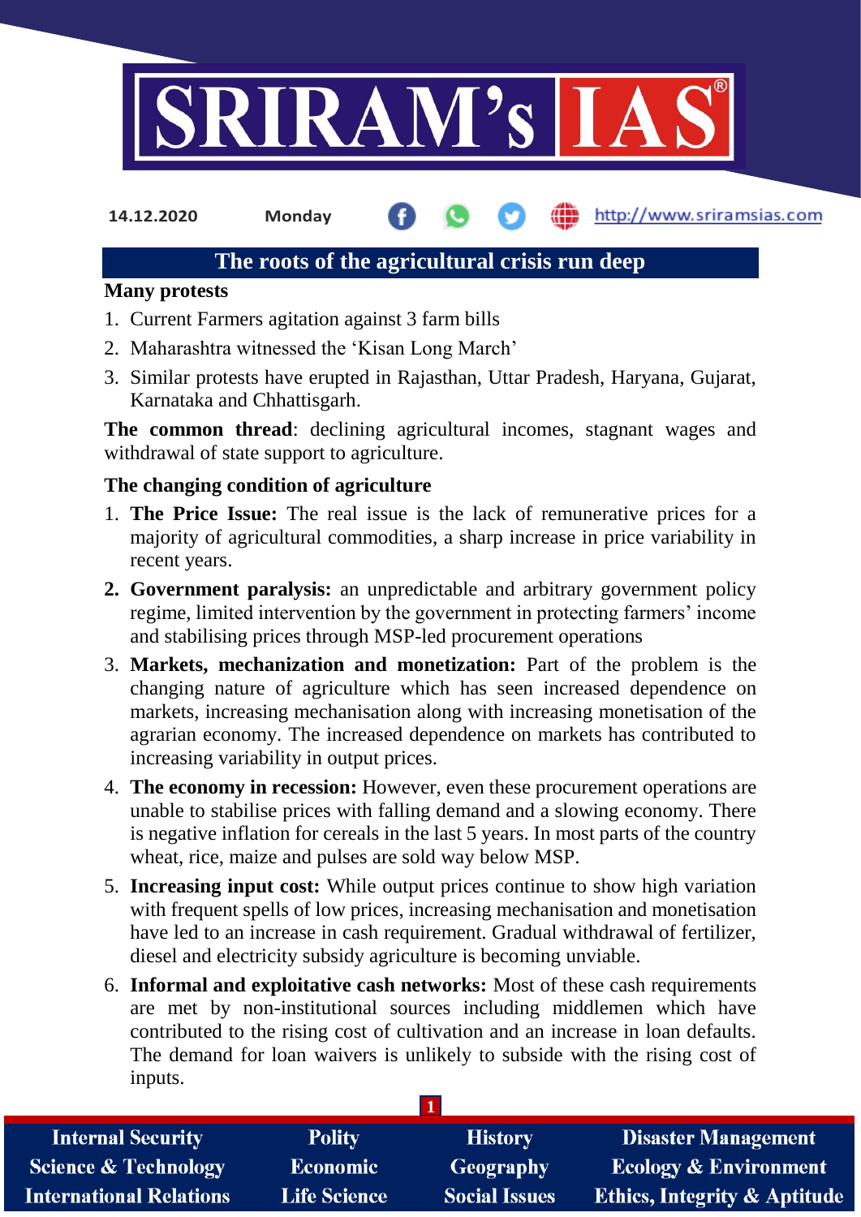14.12.2020 Monday http://www.sriramsias.com

## The roots of the agricultural crisis run deep

### Many protests

1. Current Farmers agitation against 3 farm bills
2. Maharashtra witnessed the 'Kisan Long March'
3. Similar protests have erupted in Rajasthan, Uttar Pradesh, Haryana, Gujarat, Karnataka and Chhattisgarh.

**The common thread**: declining agricultural incomes, stagnant wages and withdrawal of state support to agriculture.

### The changing condition of agriculture

1. **The Price Issue:** The real issue is the lack of remunerative prices for a majority of agricultural commodities, a sharp increase in price variability in recent years.
2. **Government paralysis:** an unpredictable and arbitrary government policy regime, limited intervention by the government in protecting farmers' income and stabilising prices through MSP-led procurement operations
3. **Markets, mechanization and monetization:** Part of the problem is the changing nature of agriculture which has seen increased dependence on markets, increasing mechanisation along with increasing monetisation of the agrarian economy. The increased dependence on markets has contributed to increasing variability in output prices.
4. **The economy in recession:** However, even these procurement operations are unable to stabilise prices with falling demand and a slowing economy. There is negative inflation for cereals in the last 5 years. In most parts of the country wheat, rice, maize and pulses are sold way below MSP.
5. **Increasing input cost:** While output prices continue to show high variation with frequent spells of low prices, increasing mechanisation and monetisation have led to an increase in cash requirement. Gradual withdrawal of fertilizer, diesel and electricity subsidy agriculture is becoming unviable.
6. **Informal and exploitative cash networks:** Most of these cash requirements are met by non-institutional sources including middlemen which have contributed to the rising cost of cultivation and an increase in loan defaults. The demand for loan waivers is unlikely to subside with the rising cost of inputs.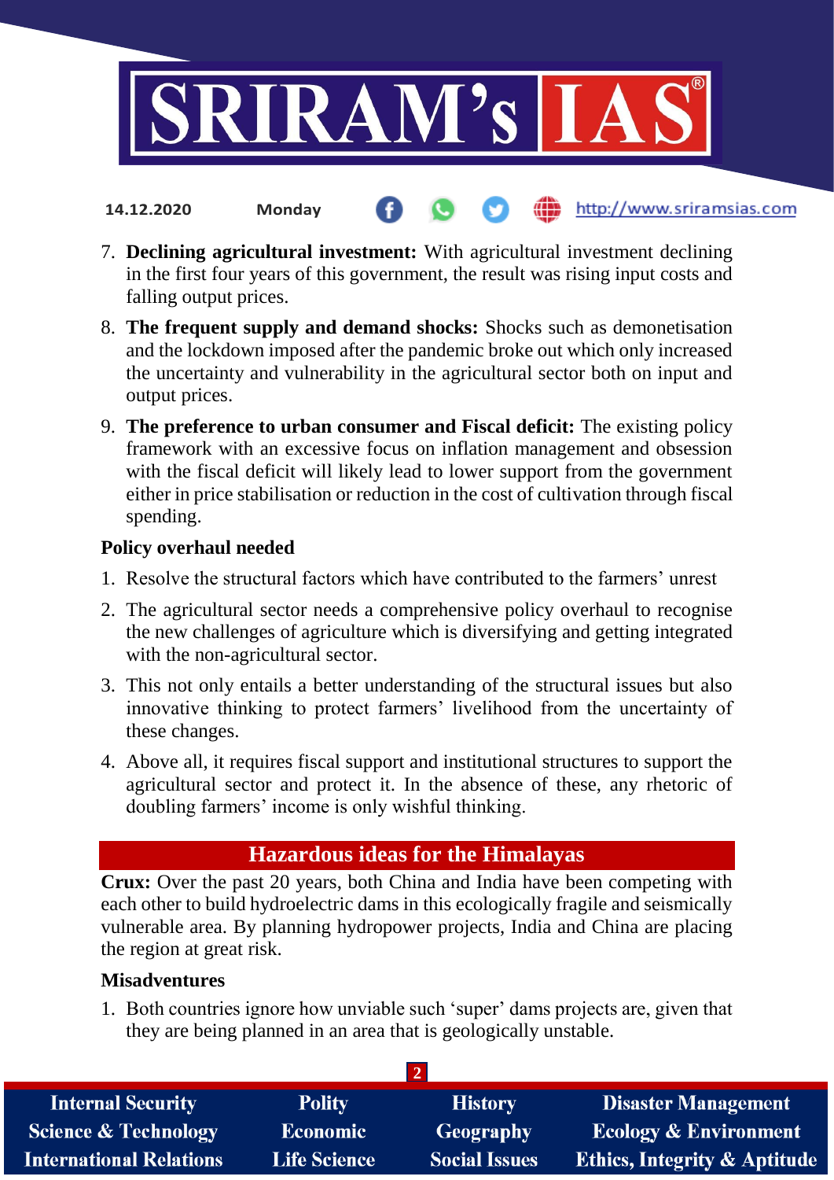7. **Declining agricultural investment:** With agricultural investment declining in the first four years of this government, the result was rising input costs and falling output prices.
8. **The frequent supply and demand shocks:** Shocks such as demonetisation and the lockdown imposed after the pandemic broke out which only increased the uncertainty and vulnerability in the agricultural sector both on input and output prices.
9. **The preference to urban consumer and Fiscal deficit:** The existing policy framework with an excessive focus on inflation management and obsession with the fiscal deficit will likely lead to lower support from the government either in price stabilisation or reduction in the cost of cultivation through fiscal spending.

**Policy overhaul needed**

1. Resolve the structural factors which have contributed to the farmers' unrest
2. The agricultural sector needs a comprehensive policy overhaul to recognise the new challenges of agriculture which is diversifying and getting integrated with the non-agricultural sector.
3. This not only entails a better understanding of the structural issues but also innovative thinking to protect farmers' livelihood from the uncertainty of these changes.
4. Above all, it requires fiscal support and institutional structures to support the agricultural sector and protect it. In the absence of these, any rhetoric of doubling farmers' income is only wishful thinking.

## Hazardous ideas for the Himalayas

**Crux:** Over the past 20 years, both China and India have been competing with each other to build hydroelectric dams in this ecologically fragile and seismically vulnerable area. By planning hydropower projects, India and China are placing the region at great risk.

**Misadventures**

1. Both countries ignore how unviable such 'super' dams projects are, given that they are being planned in an area that is geologically unstable.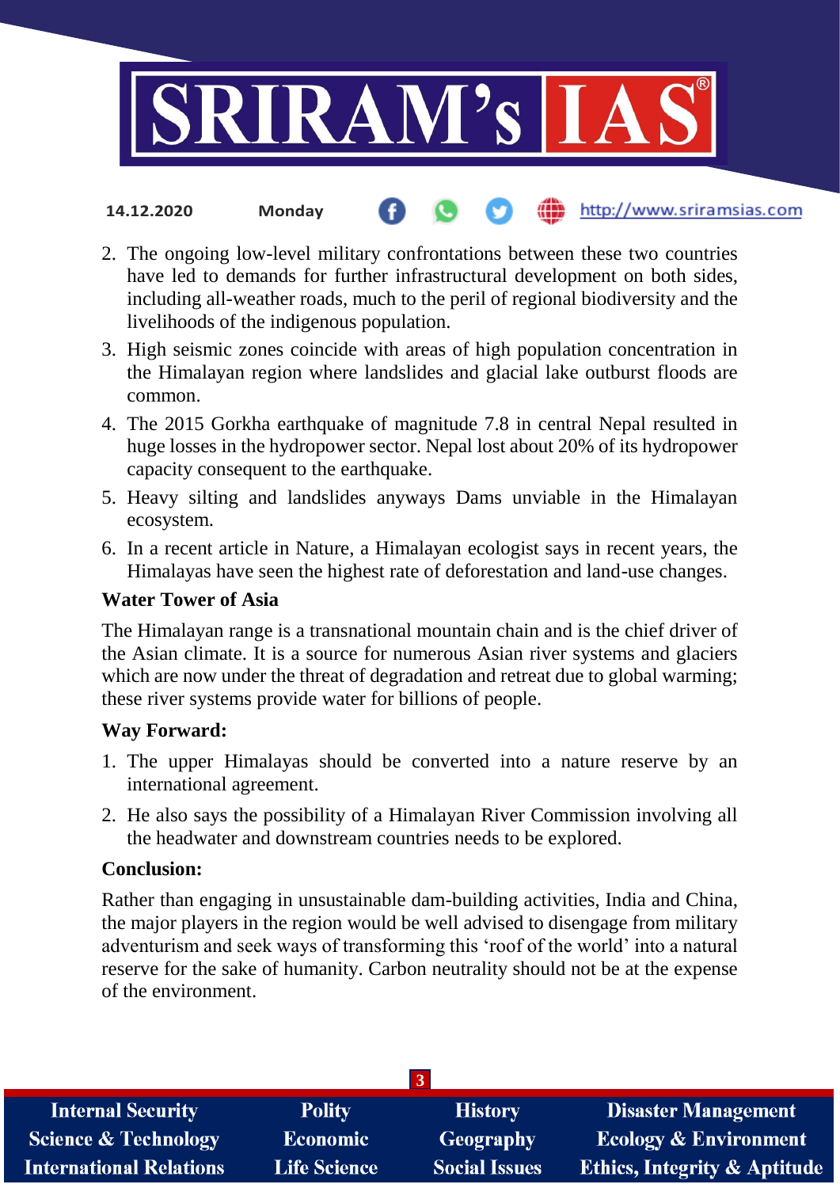2. The ongoing low-level military confrontations between these two countries have led to demands for further infrastructural development on both sides, including all-weather roads, much to the peril of regional biodiversity and the livelihoods of the indigenous population.
3. High seismic zones coincide with areas of high population concentration in the Himalayan region where landslides and glacial lake outburst floods are common.
4. The 2015 Gorkha earthquake of magnitude 7.8 in central Nepal resulted in huge losses in the hydropower sector. Nepal lost about 20% of its hydropower capacity consequent to the earthquake.
5. Heavy silting and landslides anyways Dams unviable in the Himalayan ecosystem.
6. In a recent article in Nature, a Himalayan ecologist says in recent years, the Himalayas have seen the highest rate of deforestation and land-use changes.

**Water Tower of Asia**

The Himalayan range is a transnational mountain chain and is the chief driver of the Asian climate. It is a source for numerous Asian river systems and glaciers which are now under the threat of degradation and retreat due to global warming; these river systems provide water for billions of people.

**Way Forward:**

1. The upper Himalayas should be converted into a nature reserve by an international agreement.
2. He also says the possibility of a Himalayan River Commission involving all the headwater and downstream countries needs to be explored.

**Conclusion:**

Rather than engaging in unsustainable dam-building activities, India and China, the major players in the region would be well advised to disengage from military adventurism and seek ways of transforming this 'roof of the world' into a natural reserve for the sake of humanity. Carbon neutrality should not be at the expense of the environment.